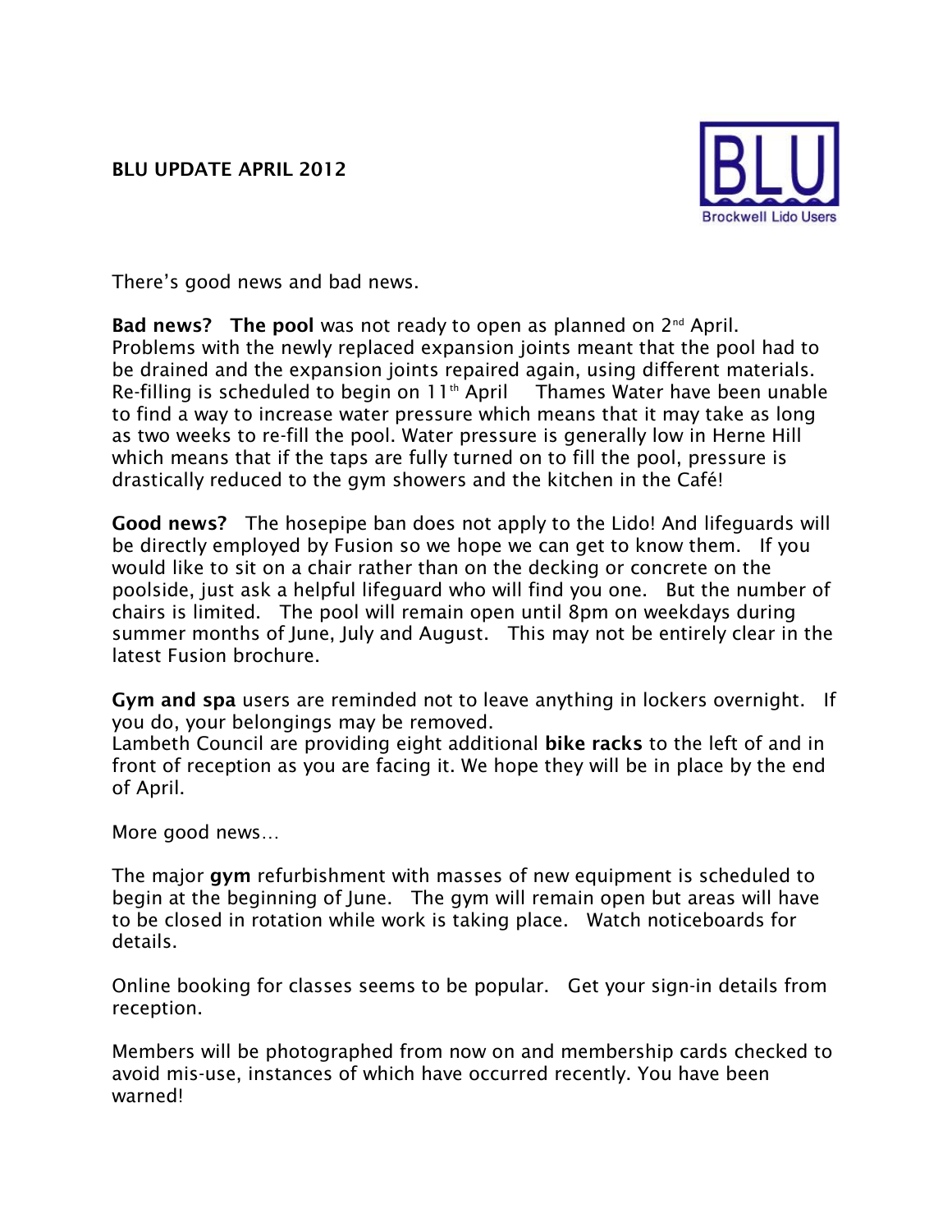# BLU UPDATE APRIL 2012

BLU Brockwell Lido Users

There's good news and bad news.

**Bad news? The pool** was not ready to open as planned on 2nd April. Problems with the newly replaced expansion joints meant that the pool had to be drained and the expansion joints repaired again, using different materials. Re-filling is scheduled to begin on 11th April Thames Water have been unable to find a way to increase water pressure which means that it may take as long as two weeks to re-fill the pool. Water pressure is generally low in Herne Hill which means that if the taps are fully turned on to fill the pool, pressure is drastically reduced to the gym showers and the kitchen in the Café!

**Good news?** The hosepipe ban does not apply to the Lido! And lifeguards will be directly employed by Fusion so we hope we can get to know them. If you would like to sit on a chair rather than on the decking or concrete on the poolside, just ask a helpful lifeguard who will find you one. But the number of chairs is limited. The pool will remain open until 8pm on weekdays during summer months of June, July and August. This may not be entirely clear in the latest Fusion brochure.

**Gym and spa** users are reminded not to leave anything in lockers overnight. If you do, your belongings may be removed.
Lambeth Council are providing eight additional **bike racks** to the left of and in front of reception as you are facing it. We hope they will be in place by the end of April.

More good news…

The major **gym** refurbishment with masses of new equipment is scheduled to begin at the beginning of June. The gym will remain open but areas will have to be closed in rotation while work is taking place. Watch noticeboards for details.

Online booking for classes seems to be popular. Get your sign-in details from reception.

Members will be photographed from now on and membership cards checked to avoid mis-use, instances of which have occurred recently. You have been warned!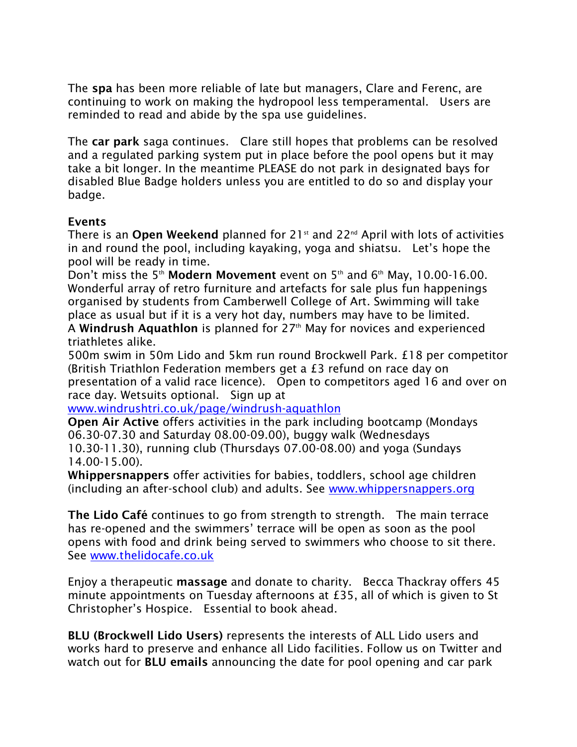The **spa** has been more reliable of late but managers, Clare and Ferenc, are continuing to work on making the hydropool less temperamental. Users are reminded to read and abide by the spa use guidelines.

The **car park** saga continues. Clare still hopes that problems can be resolved and a regulated parking system put in place before the pool opens but it may take a bit longer. In the meantime PLEASE do not park in designated bays for disabled Blue Badge holders unless you are entitled to do so and display your badge.

**Events**

There is an **Open Weekend** planned for 21st and 22nd April with lots of activities in and round the pool, including kayaking, yoga and shiatsu. Let's hope the pool will be ready in time.

Don't miss the 5th **Modern Movement** event on 5th and 6th May, 10.00-16.00. Wonderful array of retro furniture and artefacts for sale plus fun happenings organised by students from Camberwell College of Art. Swimming will take place as usual but if it is a very hot day, numbers may have to be limited.

A **Windrush Aquathlon** is planned for 27th May for novices and experienced triathletes alike.

500m swim in 50m Lido and 5km run round Brockwell Park. £18 per competitor (British Triathlon Federation members get a £3 refund on race day on presentation of a valid race licence). Open to competitors aged 16 and over on race day. Wetsuits optional. Sign up at www.windrushtri.co.uk/page/windrush-aquathlon

**Open Air Active** offers activities in the park including bootcamp (Mondays 06.30-07.30 and Saturday 08.00-09.00), buggy walk (Wednesdays 10.30-11.30), running club (Thursdays 07.00-08.00) and yoga (Sundays 14.00-15.00).

**Whippersnappers** offer activities for babies, toddlers, school age children (including an after-school club) and adults. See www.whippersnappers.org

**The Lido Café** continues to go from strength to strength. The main terrace has re-opened and the swimmers' terrace will be open as soon as the pool opens with food and drink being served to swimmers who choose to sit there. See www.thelidocafe.co.uk

Enjoy a therapeutic **massage** and donate to charity. Becca Thackray offers 45 minute appointments on Tuesday afternoons at £35, all of which is given to St Christopher's Hospice. Essential to book ahead.

**BLU (Brockwell Lido Users)** represents the interests of ALL Lido users and works hard to preserve and enhance all Lido facilities. Follow us on Twitter and watch out for **BLU emails** announcing the date for pool opening and car park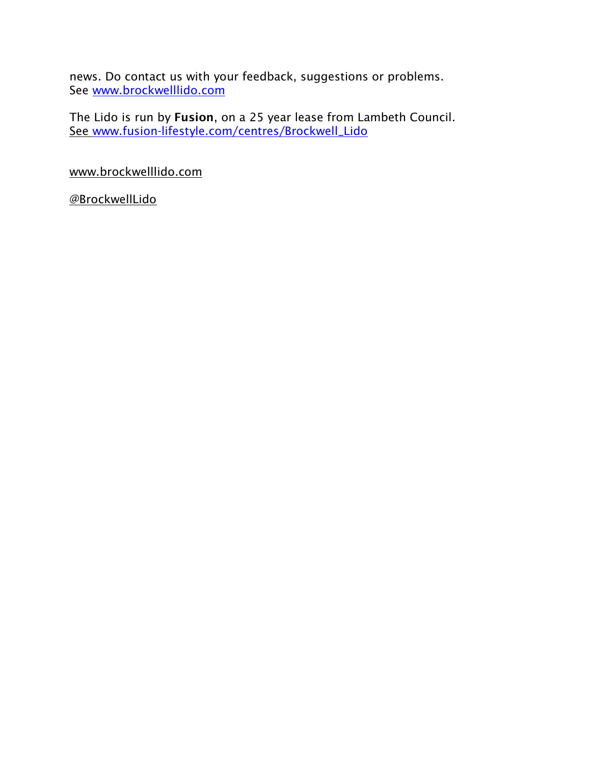news. Do contact us with your feedback, suggestions or problems.
See [www.brockwelllido.com](http://www.brockwelllido.com)

The Lido is run by **Fusion**, on a 25 year lease from Lambeth Council.
See [www.fusion-lifestyle.com/centres/Brockwell_Lido](http://www.fusion-lifestyle.com/centres/Brockwell_Lido)

www.brockwelllido.com

@BrockwellLido